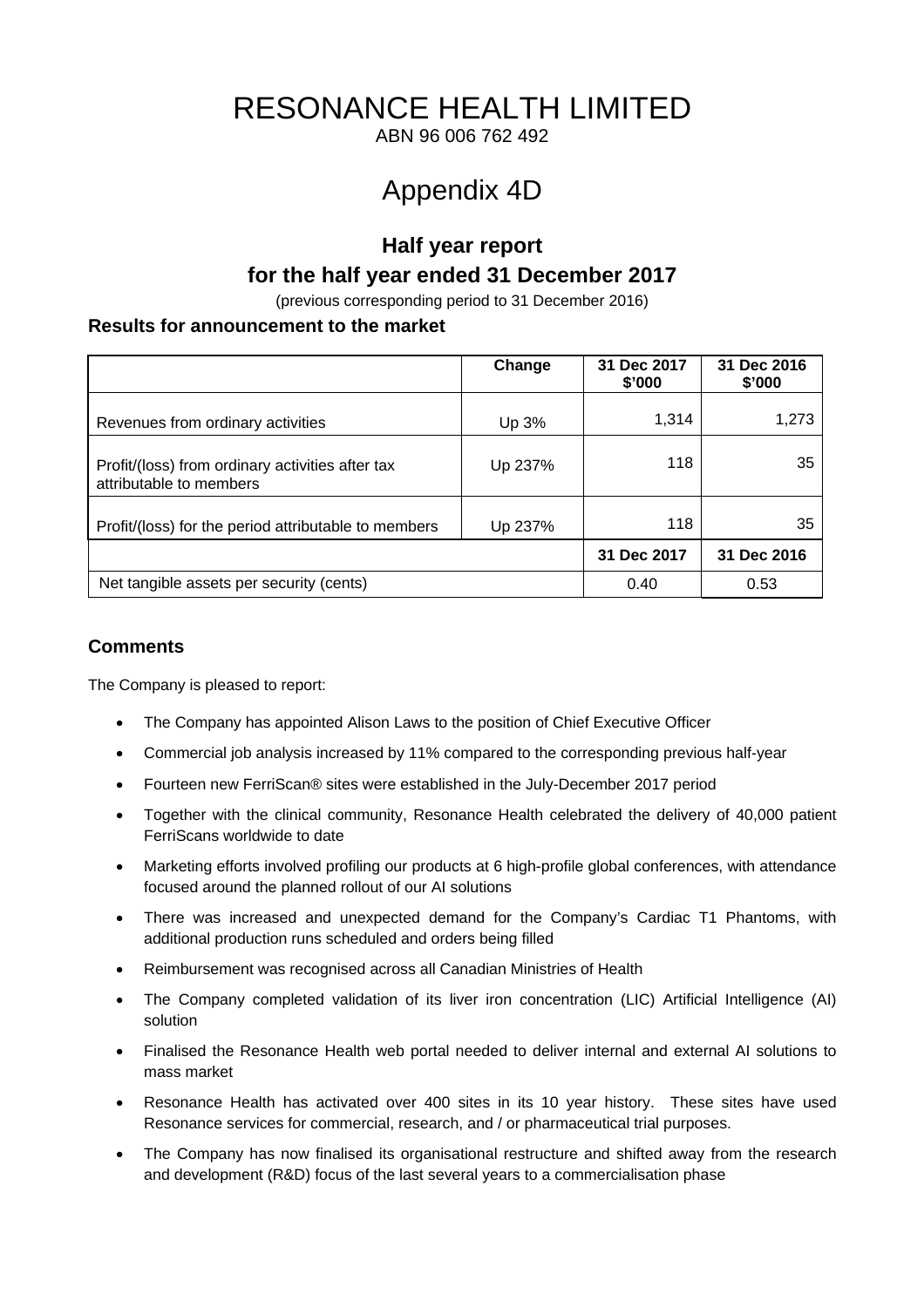# RESONANCE HEALTH LIMITED

ABN 96 006 762 492

# Appendix 4D

## Half year report
## for the half year ended 31 December 2017

(previous corresponding period to 31 December 2016)

### Results for announcement to the market

| | Change | 31 Dec 2017 $'000 | 31 Dec 2016 $'000 |
|---|---|---|---|
| Revenues from ordinary activities | Up 3% | 1,314 | 1,273 |
| Profit/(loss) from ordinary activities after tax attributable to members | Up 237% | 118 | 35 |
| Profit/(loss) for the period attributable to members | Up 237% | 118 | 35 |
| | | **31 Dec 2017** | **31 Dec 2016** |
| Net tangible assets per security (cents) | | 0.40 | 0.53 |

### Comments

The Company is pleased to report:

- The Company has appointed Alison Laws to the position of Chief Executive Officer
- Commercial job analysis increased by 11% compared to the corresponding previous half-year
- Fourteen new FerriScan® sites were established in the July-December 2017 period
- Together with the clinical community, Resonance Health celebrated the delivery of 40,000 patient FerriScans worldwide to date
- Marketing efforts involved profiling our products at 6 high-profile global conferences, with attendance focused around the planned rollout of our AI solutions
- There was increased and unexpected demand for the Company's Cardiac T1 Phantoms, with additional production runs scheduled and orders being filled
- Reimbursement was recognised across all Canadian Ministries of Health
- The Company completed validation of its liver iron concentration (LIC) Artificial Intelligence (AI) solution
- Finalised the Resonance Health web portal needed to deliver internal and external AI solutions to mass market
- Resonance Health has activated over 400 sites in its 10 year history. These sites have used Resonance services for commercial, research, and / or pharmaceutical trial purposes.
- The Company has now finalised its organisational restructure and shifted away from the research and development (R&D) focus of the last several years to a commercialisation phase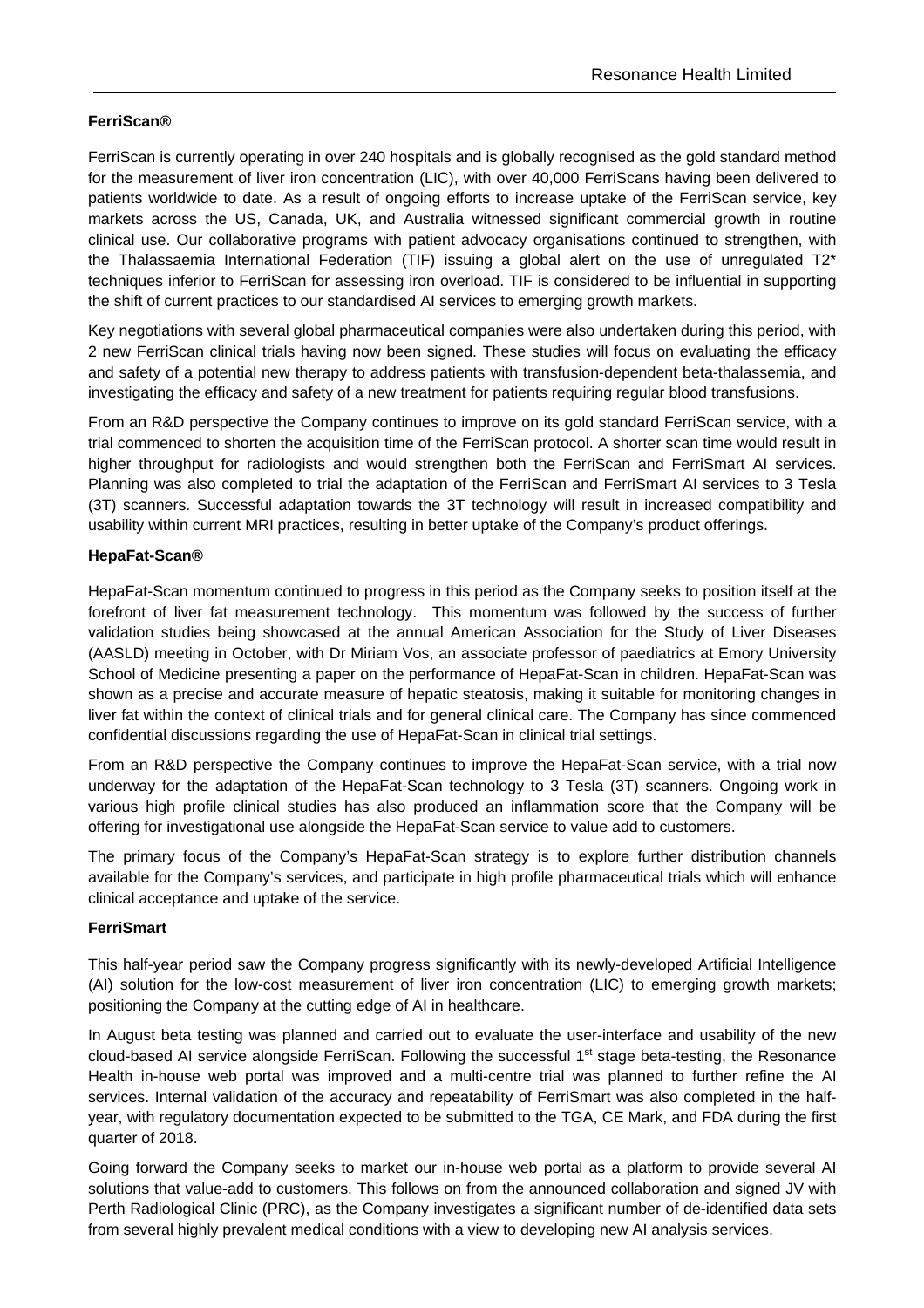**FerriScan®**

FerriScan is currently operating in over 240 hospitals and is globally recognised as the gold standard method for the measurement of liver iron concentration (LIC), with over 40,000 FerriScans having been delivered to patients worldwide to date. As a result of ongoing efforts to increase uptake of the FerriScan service, key markets across the US, Canada, UK, and Australia witnessed significant commercial growth in routine clinical use. Our collaborative programs with patient advocacy organisations continued to strengthen, with the Thalassaemia International Federation (TIF) issuing a global alert on the use of unregulated T2* techniques inferior to FerriScan for assessing iron overload. TIF is considered to be influential in supporting the shift of current practices to our standardised AI services to emerging growth markets.

Key negotiations with several global pharmaceutical companies were also undertaken during this period, with 2 new FerriScan clinical trials having now been signed. These studies will focus on evaluating the efficacy and safety of a potential new therapy to address patients with transfusion-dependent beta-thalassemia, and investigating the efficacy and safety of a new treatment for patients requiring regular blood transfusions.

From an R&D perspective the Company continues to improve on its gold standard FerriScan service, with a trial commenced to shorten the acquisition time of the FerriScan protocol. A shorter scan time would result in higher throughput for radiologists and would strengthen both the FerriScan and FerriSmart AI services. Planning was also completed to trial the adaptation of the FerriScan and FerriSmart AI services to 3 Tesla (3T) scanners. Successful adaptation towards the 3T technology will result in increased compatibility and usability within current MRI practices, resulting in better uptake of the Company's product offerings.

**HepaFat-Scan®**

HepaFat-Scan momentum continued to progress in this period as the Company seeks to position itself at the forefront of liver fat measurement technology. This momentum was followed by the success of further validation studies being showcased at the annual American Association for the Study of Liver Diseases (AASLD) meeting in October, with Dr Miriam Vos, an associate professor of paediatrics at Emory University School of Medicine presenting a paper on the performance of HepaFat-Scan in children. HepaFat-Scan was shown as a precise and accurate measure of hepatic steatosis, making it suitable for monitoring changes in liver fat within the context of clinical trials and for general clinical care. The Company has since commenced confidential discussions regarding the use of HepaFat-Scan in clinical trial settings.

From an R&D perspective the Company continues to improve the HepaFat-Scan service, with a trial now underway for the adaptation of the HepaFat-Scan technology to 3 Tesla (3T) scanners. Ongoing work in various high profile clinical studies has also produced an inflammation score that the Company will be offering for investigational use alongside the HepaFat-Scan service to value add to customers.

The primary focus of the Company's HepaFat-Scan strategy is to explore further distribution channels available for the Company's services, and participate in high profile pharmaceutical trials which will enhance clinical acceptance and uptake of the service.

**FerriSmart**

This half-year period saw the Company progress significantly with its newly-developed Artificial Intelligence (AI) solution for the low-cost measurement of liver iron concentration (LIC) to emerging growth markets; positioning the Company at the cutting edge of AI in healthcare.

In August beta testing was planned and carried out to evaluate the user-interface and usability of the new cloud-based AI service alongside FerriScan. Following the successful 1st stage beta-testing, the Resonance Health in-house web portal was improved and a multi-centre trial was planned to further refine the AI services. Internal validation of the accuracy and repeatability of FerriSmart was also completed in the half-year, with regulatory documentation expected to be submitted to the TGA, CE Mark, and FDA during the first quarter of 2018.

Going forward the Company seeks to market our in-house web portal as a platform to provide several AI solutions that value-add to customers. This follows on from the announced collaboration and signed JV with Perth Radiological Clinic (PRC), as the Company investigates a significant number of de-identified data sets from several highly prevalent medical conditions with a view to developing new AI analysis services.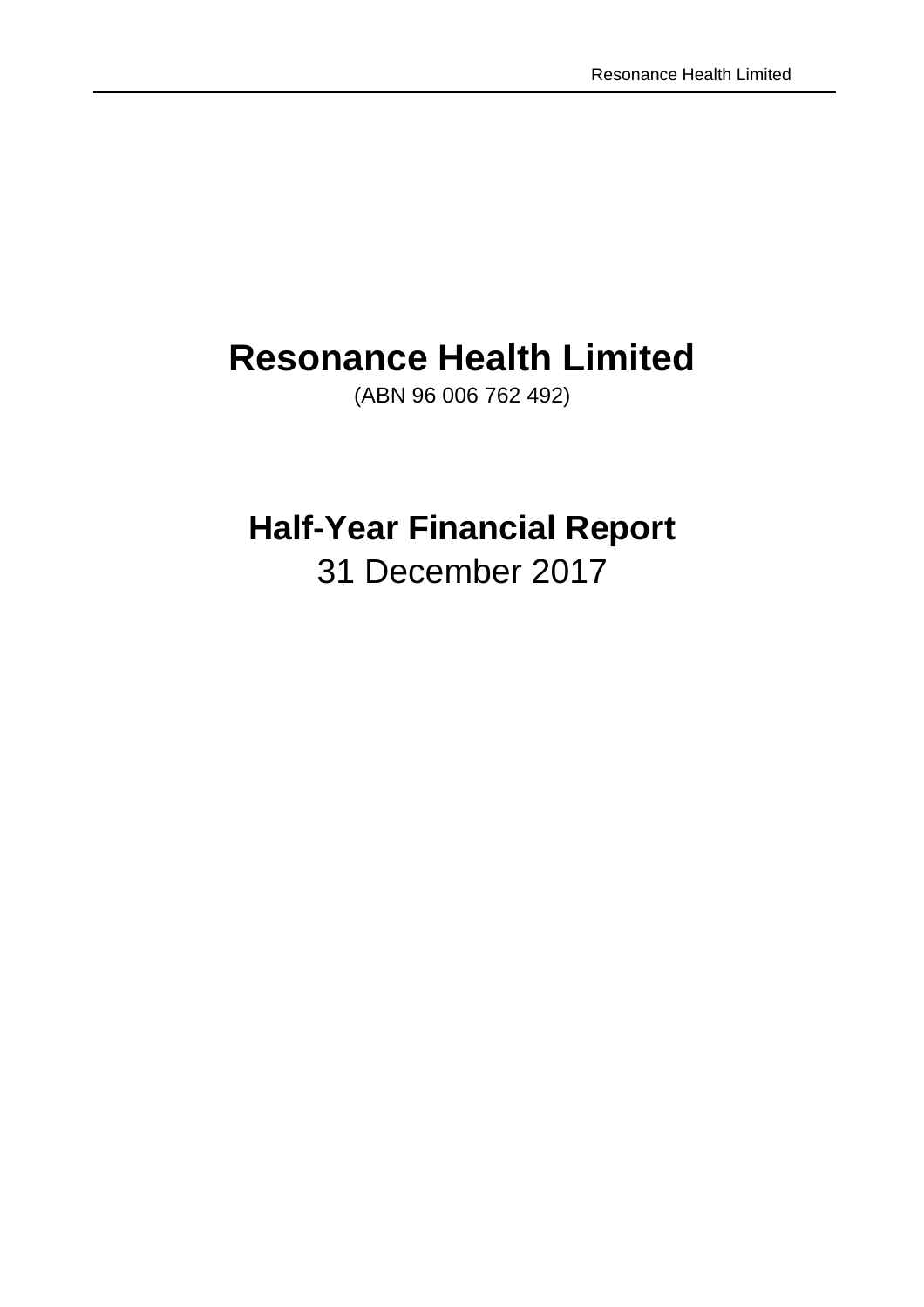# Resonance Health Limited

(ABN 96 006 762 492)

# Half-Year Financial Report

31 December 2017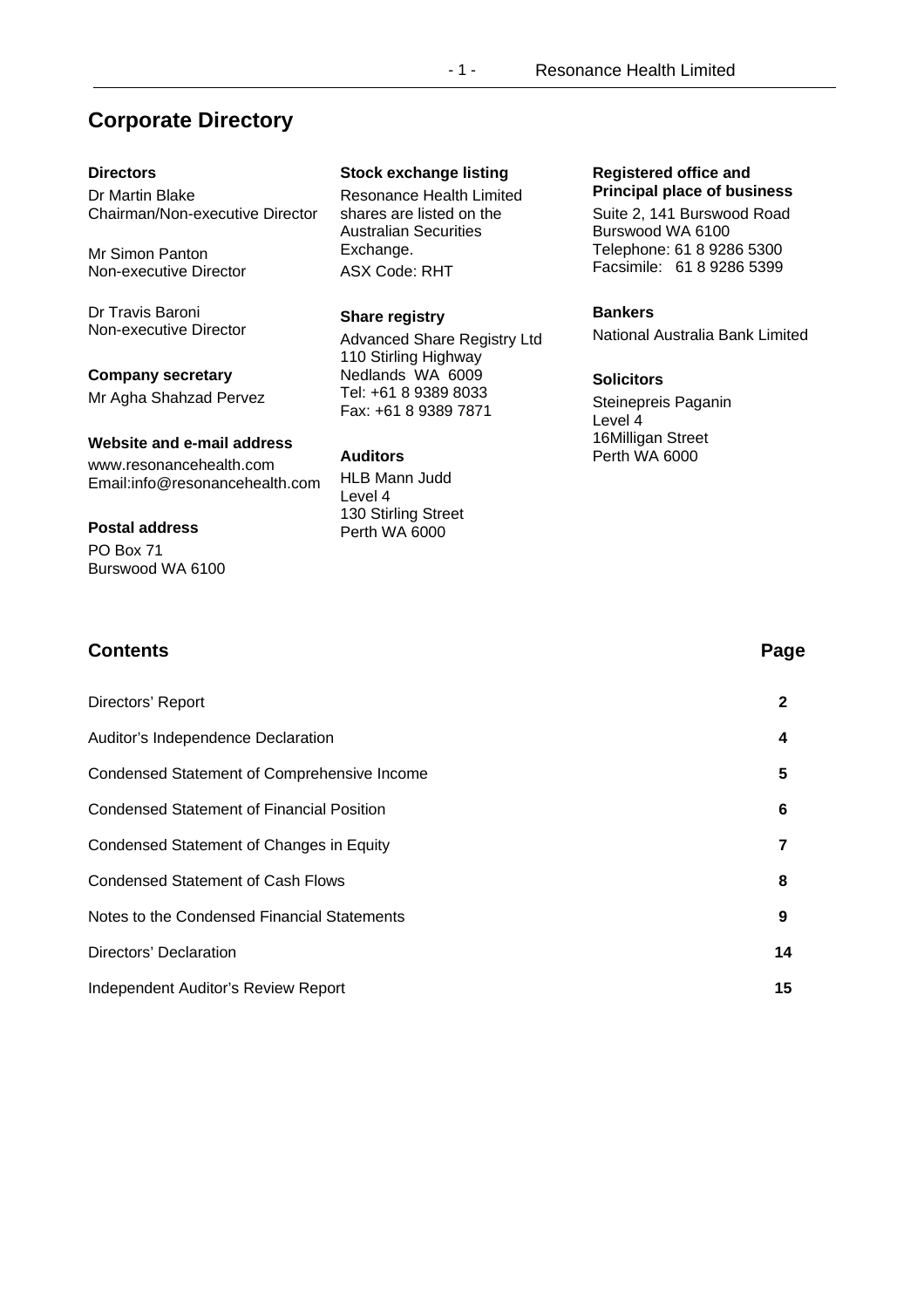# Corporate Directory

**Directors**

Dr Martin Blake
Chairman/Non-executive Director

Mr Simon Panton
Non-executive Director

Dr Travis Baroni
Non-executive Director

**Company secretary**

Mr Agha Shahzad Pervez

**Website and e-mail address**

www.resonancehealth.com
Email:info@resonancehealth.com

**Postal address**

PO Box 71
Burswood WA 6100

**Stock exchange listing**

Resonance Health Limited shares are listed on the Australian Securities Exchange.
ASX Code: RHT

**Share registry**

Advanced Share Registry Ltd
110 Stirling Highway
Nedlands WA 6009
Tel: +61 8 9389 8033
Fax: +61 8 9389 7871

**Auditors**

HLB Mann Judd
Level 4
130 Stirling Street
Perth WA 6000

**Registered office and Principal place of business**

Suite 2, 141 Burswood Road
Burswood WA 6100
Telephone: 61 8 9286 5300
Facsimile: 61 8 9286 5399

**Bankers**

National Australia Bank Limited

**Solicitors**

Steinepreis Paganin
Level 4
16Milligan Street
Perth WA 6000

## Contents

| | Page |
|---|---|
| Directors' Report | 2 |
| Auditor's Independence Declaration | 4 |
| Condensed Statement of Comprehensive Income | 5 |
| Condensed Statement of Financial Position | 6 |
| Condensed Statement of Changes in Equity | 7 |
| Condensed Statement of Cash Flows | 8 |
| Notes to the Condensed Financial Statements | 9 |
| Directors' Declaration | 14 |
| Independent Auditor's Review Report | 15 |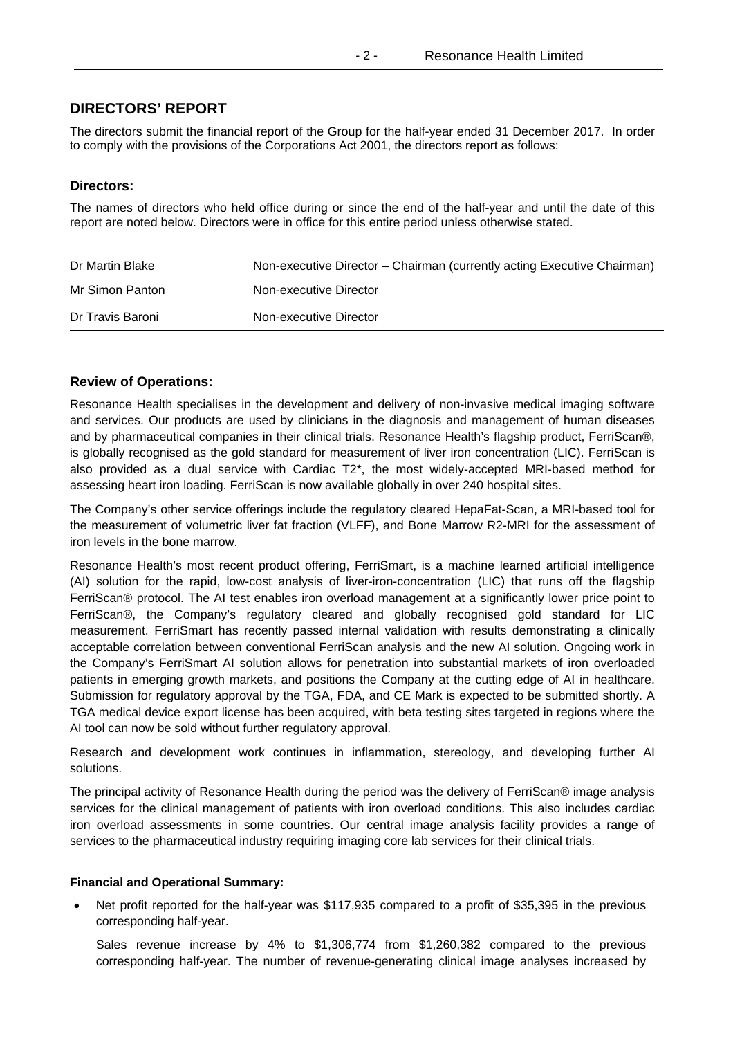## DIRECTORS' REPORT

The directors submit the financial report of the Group for the half-year ended 31 December 2017. In order to comply with the provisions of the Corporations Act 2001, the directors report as follows:

### Directors:

The names of directors who held office during or since the end of the half-year and until the date of this report are noted below. Directors were in office for this entire period unless otherwise stated.

| | |
|---|---|
| Dr Martin Blake | Non-executive Director – Chairman (currently acting Executive Chairman) |
| Mr Simon Panton | Non-executive Director |
| Dr Travis Baroni | Non-executive Director |

### Review of Operations:

Resonance Health specialises in the development and delivery of non-invasive medical imaging software and services. Our products are used by clinicians in the diagnosis and management of human diseases and by pharmaceutical companies in their clinical trials. Resonance Health's flagship product, FerriScan®, is globally recognised as the gold standard for measurement of liver iron concentration (LIC). FerriScan is also provided as a dual service with Cardiac T2*, the most widely-accepted MRI-based method for assessing heart iron loading. FerriScan is now available globally in over 240 hospital sites.

The Company's other service offerings include the regulatory cleared HepaFat-Scan, a MRI-based tool for the measurement of volumetric liver fat fraction (VLFF), and Bone Marrow R2-MRI for the assessment of iron levels in the bone marrow.

Resonance Health's most recent product offering, FerriSmart, is a machine learned artificial intelligence (AI) solution for the rapid, low-cost analysis of liver-iron-concentration (LIC) that runs off the flagship FerriScan® protocol. The AI test enables iron overload management at a significantly lower price point to FerriScan®, the Company's regulatory cleared and globally recognised gold standard for LIC measurement. FerriSmart has recently passed internal validation with results demonstrating a clinically acceptable correlation between conventional FerriScan analysis and the new AI solution. Ongoing work in the Company's FerriSmart AI solution allows for penetration into substantial markets of iron overloaded patients in emerging growth markets, and positions the Company at the cutting edge of AI in healthcare. Submission for regulatory approval by the TGA, FDA, and CE Mark is expected to be submitted shortly. A TGA medical device export license has been acquired, with beta testing sites targeted in regions where the AI tool can now be sold without further regulatory approval.

Research and development work continues in inflammation, stereology, and developing further AI solutions.

The principal activity of Resonance Health during the period was the delivery of FerriScan® image analysis services for the clinical management of patients with iron overload conditions. This also includes cardiac iron overload assessments in some countries. Our central image analysis facility provides a range of services to the pharmaceutical industry requiring imaging core lab services for their clinical trials.

**Financial and Operational Summary:**

- Net profit reported for the half-year was $117,935 compared to a profit of $35,395 in the previous corresponding half-year.

  Sales revenue increase by 4% to $1,306,774 from $1,260,382 compared to the previous corresponding half-year. The number of revenue-generating clinical image analyses increased by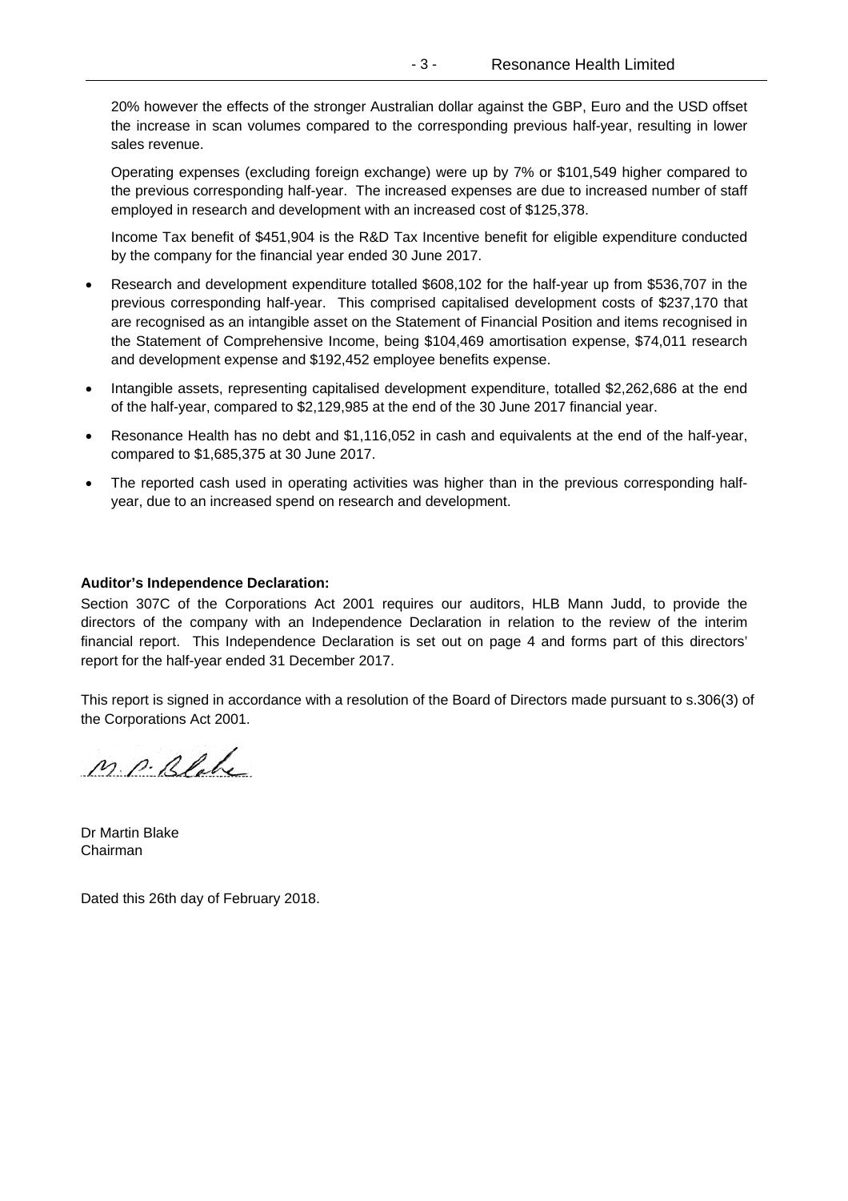20% however the effects of the stronger Australian dollar against the GBP, Euro and the USD offset the increase in scan volumes compared to the corresponding previous half-year, resulting in lower sales revenue.

Operating expenses (excluding foreign exchange) were up by 7% or $101,549 higher compared to the previous corresponding half-year. The increased expenses are due to increased number of staff employed in research and development with an increased cost of $125,378.

Income Tax benefit of $451,904 is the R&D Tax Incentive benefit for eligible expenditure conducted by the company for the financial year ended 30 June 2017.

- Research and development expenditure totalled $608,102 for the half-year up from $536,707 in the previous corresponding half-year. This comprised capitalised development costs of $237,170 that are recognised as an intangible asset on the Statement of Financial Position and items recognised in the Statement of Comprehensive Income, being $104,469 amortisation expense, $74,011 research and development expense and $192,452 employee benefits expense.
- Intangible assets, representing capitalised development expenditure, totalled $2,262,686 at the end of the half-year, compared to $2,129,985 at the end of the 30 June 2017 financial year.
- Resonance Health has no debt and $1,116,052 in cash and equivalents at the end of the half-year, compared to $1,685,375 at 30 June 2017.
- The reported cash used in operating activities was higher than in the previous corresponding half-year, due to an increased spend on research and development.

**Auditor's Independence Declaration:**

Section 307C of the Corporations Act 2001 requires our auditors, HLB Mann Judd, to provide the directors of the company with an Independence Declaration in relation to the review of the interim financial report. This Independence Declaration is set out on page 4 and forms part of this directors' report for the half-year ended 31 December 2017.

This report is signed in accordance with a resolution of the Board of Directors made pursuant to s.306(3) of the Corporations Act 2001.

M. P. Blake

Dr Martin Blake
Chairman

Dated this 26th day of February 2018.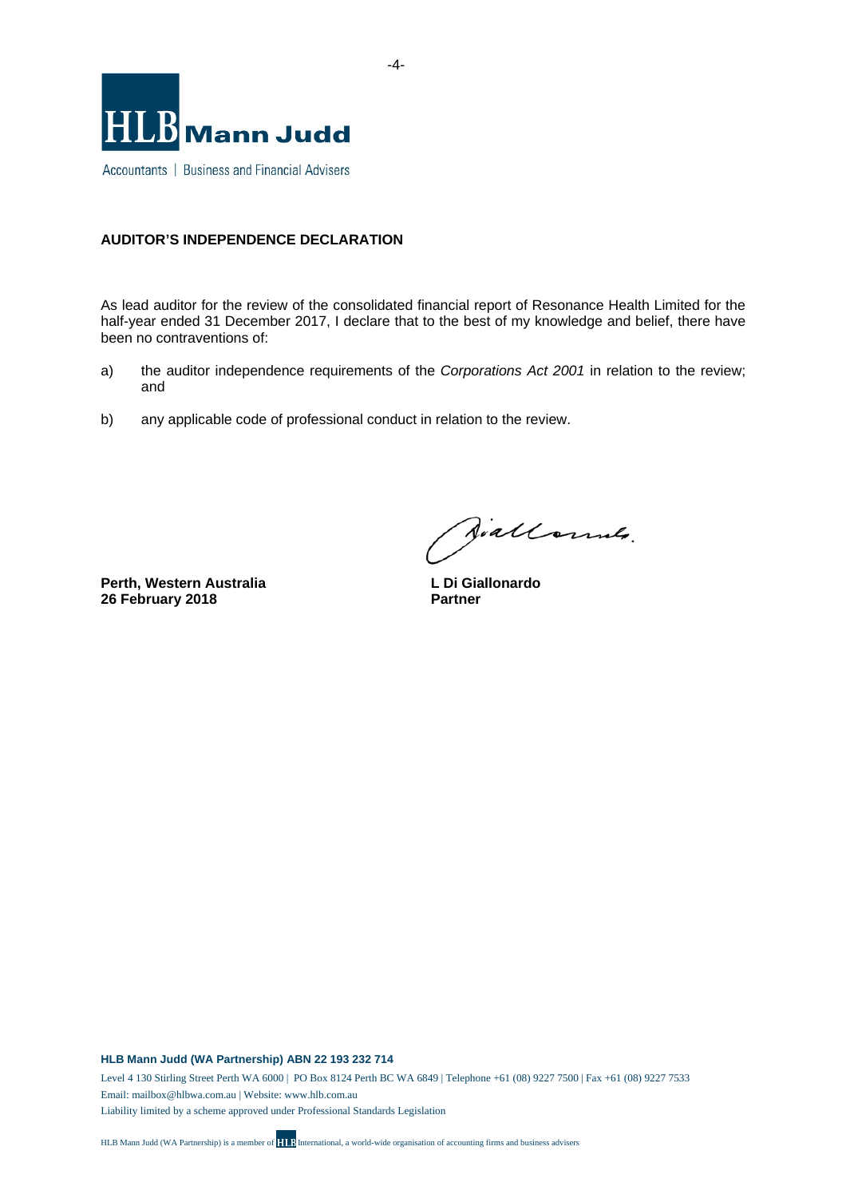**HLB Mann Judd**

Accountants | Business and Financial Advisers

## AUDITOR'S INDEPENDENCE DECLARATION

As lead auditor for the review of the consolidated financial report of Resonance Health Limited for the half-year ended 31 December 2017, I declare that to the best of my knowledge and belief, there have been no contraventions of:

a) the auditor independence requirements of the *Corporations Act 2001* in relation to the review; and

b) any applicable code of professional conduct in relation to the review.

**Perth, Western Australia**
**26 February 2018**

**L Di Giallonardo**
**Partner**

**HLB Mann Judd (WA Partnership) ABN 22 193 232 714**

Level 4 130 Stirling Street Perth WA 6000 | PO Box 8124 Perth BC WA 6849 | Telephone +61 (08) 9227 7500 | Fax +61 (08) 9227 7533
Email: mailbox@hlbwa.com.au | Website: www.hlb.com.au
Liability limited by a scheme approved under Professional Standards Legislation

HLB Mann Judd (WA Partnership) is a member of HLB International, a world-wide organisation of accounting firms and business advisers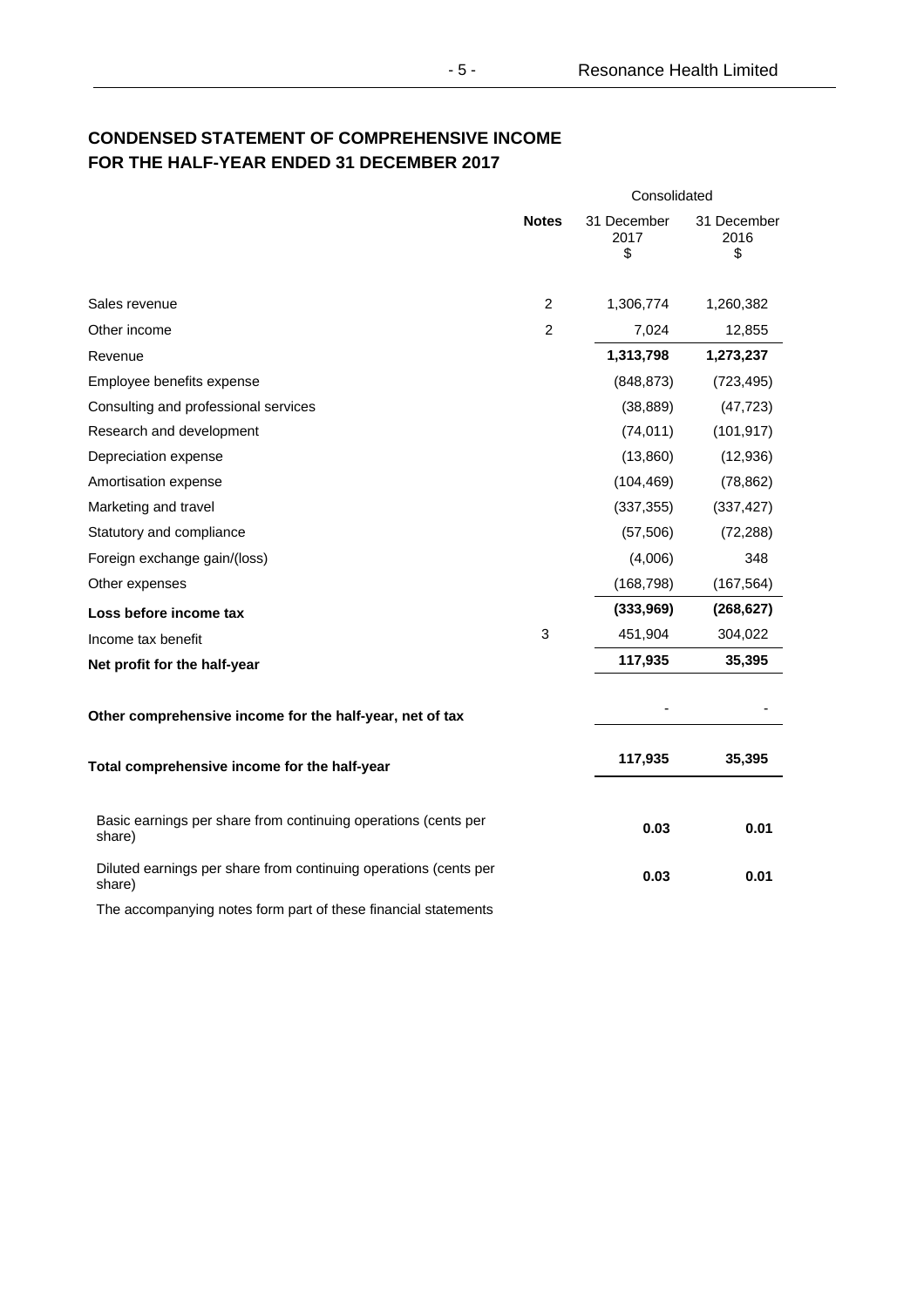## CONDENSED STATEMENT OF COMPREHENSIVE INCOME
## FOR THE HALF-YEAR ENDED 31 DECEMBER 2017

| | Notes | Consolidated | |
|---|---|---|---|
| | | 31 December 2017 $ | 31 December 2016 $ |
| Sales revenue | 2 | 1,306,774 | 1,260,382 |
| Other income | 2 | 7,024 | 12,855 |
| Revenue | | **1,313,798** | **1,273,237** |
| Employee benefits expense | | (848,873) | (723,495) |
| Consulting and professional services | | (38,889) | (47,723) |
| Research and development | | (74,011) | (101,917) |
| Depreciation expense | | (13,860) | (12,936) |
| Amortisation expense | | (104,469) | (78,862) |
| Marketing and travel | | (337,355) | (337,427) |
| Statutory and compliance | | (57,506) | (72,288) |
| Foreign exchange gain/(loss) | | (4,006) | 348 |
| Other expenses | | (168,798) | (167,564) |
| **Loss before income tax** | | **(333,969)** | **(268,627)** |
| Income tax benefit | 3 | 451,904 | 304,022 |
| **Net profit for the half-year** | | **117,935** | **35,395** |
| **Other comprehensive income for the half-year, net of tax** | | - | - |
| **Total comprehensive income for the half-year** | | **117,935** | **35,395** |
| Basic earnings per share from continuing operations (cents per share) | | **0.03** | **0.01** |
| Diluted earnings per share from continuing operations (cents per share) | | **0.03** | **0.01** |

The accompanying notes form part of these financial statements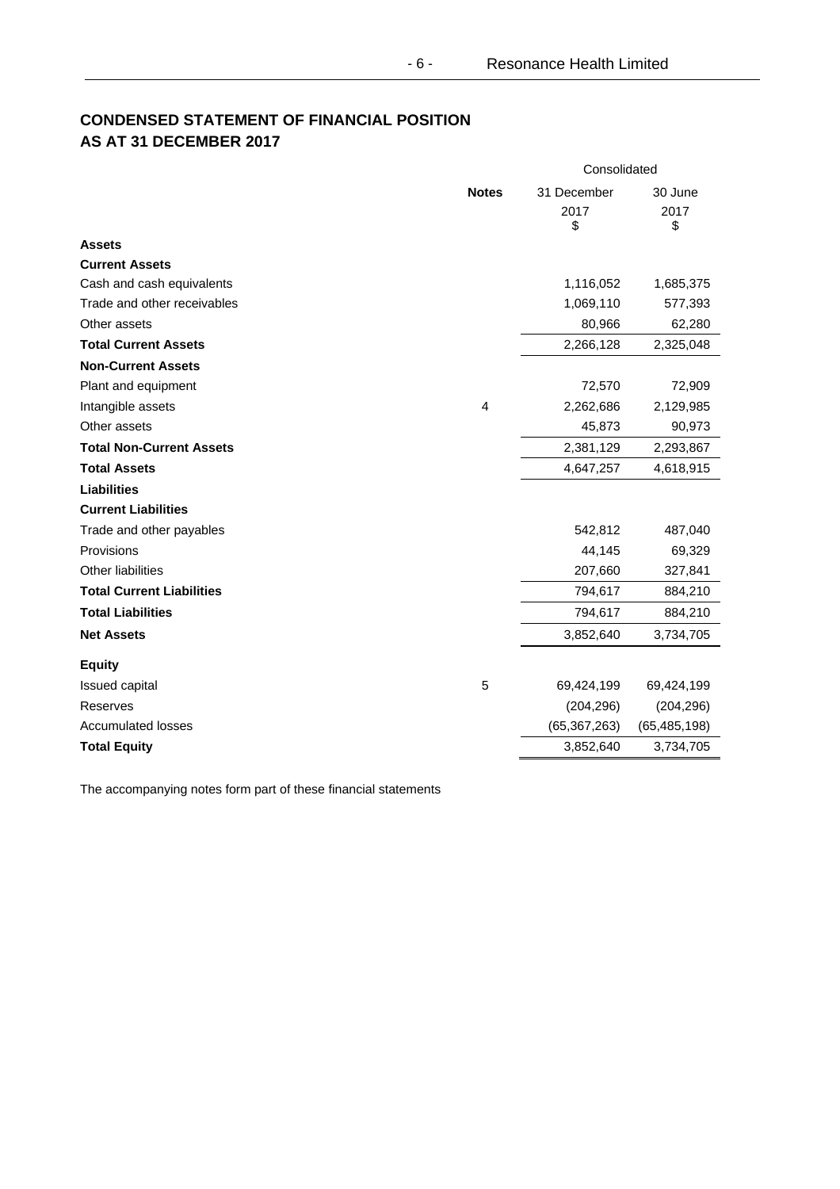# CONDENSED STATEMENT OF FINANCIAL POSITION
# AS AT 31 DECEMBER 2017

| | Notes | Consolidated 31 December 2017 $ | 30 June 2017 $ |
|---|---|---|---|
| **Assets** | | | |
| **Current Assets** | | | |
| Cash and cash equivalents | | 1,116,052 | 1,685,375 |
| Trade and other receivables | | 1,069,110 | 577,393 |
| Other assets | | 80,966 | 62,280 |
| **Total Current Assets** | | 2,266,128 | 2,325,048 |
| **Non-Current Assets** | | | |
| Plant and equipment | | 72,570 | 72,909 |
| Intangible assets | 4 | 2,262,686 | 2,129,985 |
| Other assets | | 45,873 | 90,973 |
| **Total Non-Current Assets** | | 2,381,129 | 2,293,867 |
| **Total Assets** | | 4,647,257 | 4,618,915 |
| **Liabilities** | | | |
| **Current Liabilities** | | | |
| Trade and other payables | | 542,812 | 487,040 |
| Provisions | | 44,145 | 69,329 |
| Other liabilities | | 207,660 | 327,841 |
| **Total Current Liabilities** | | 794,617 | 884,210 |
| **Total Liabilities** | | 794,617 | 884,210 |
| **Net Assets** | | 3,852,640 | 3,734,705 |
| **Equity** | | | |
| Issued capital | 5 | 69,424,199 | 69,424,199 |
| Reserves | | (204,296) | (204,296) |
| Accumulated losses | | (65,367,263) | (65,485,198) |
| **Total Equity** | | 3,852,640 | 3,734,705 |

The accompanying notes form part of these financial statements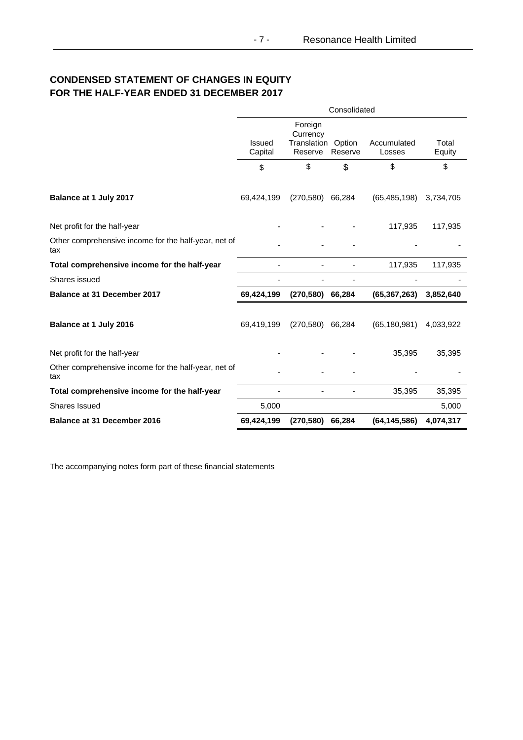## CONDENSED STATEMENT OF CHANGES IN EQUITY
## FOR THE HALF-YEAR ENDED 31 DECEMBER 2017

| | Consolidated | | | | |
|---|---|---|---|---|---|
| | Issued Capital | Foreign Currency Translation Reserve | Option Reserve | Accumulated Losses | Total Equity |
| | $ | $ | $ | $ | $ |
| **Balance at 1 July 2017** | 69,424,199 | (270,580) | 66,284 | (65,485,198) | 3,734,705 |
| Net profit for the half-year | - | - | - | 117,935 | 117,935 |
| Other comprehensive income for the half-year, net of tax | - | - | - | - | - |
| **Total comprehensive income for the half-year** | - | - | - | 117,935 | 117,935 |
| Shares issued | - | - | - | - | - |
| **Balance at 31 December 2017** | **69,424,199** | **(270,580)** | **66,284** | **(65,367,263)** | **3,852,640** |
| **Balance at 1 July 2016** | 69,419,199 | (270,580) | 66,284 | (65,180,981) | 4,033,922 |
| Net profit for the half-year | - | - | - | 35,395 | 35,395 |
| Other comprehensive income for the half-year, net of tax | - | - | - | - | - |
| **Total comprehensive income for the half-year** | - | - | - | 35,395 | 35,395 |
| Shares Issued | 5,000 | | | | 5,000 |
| **Balance at 31 December 2016** | **69,424,199** | **(270,580)** | **66,284** | **(64,145,586)** | **4,074,317** |

The accompanying notes form part of these financial statements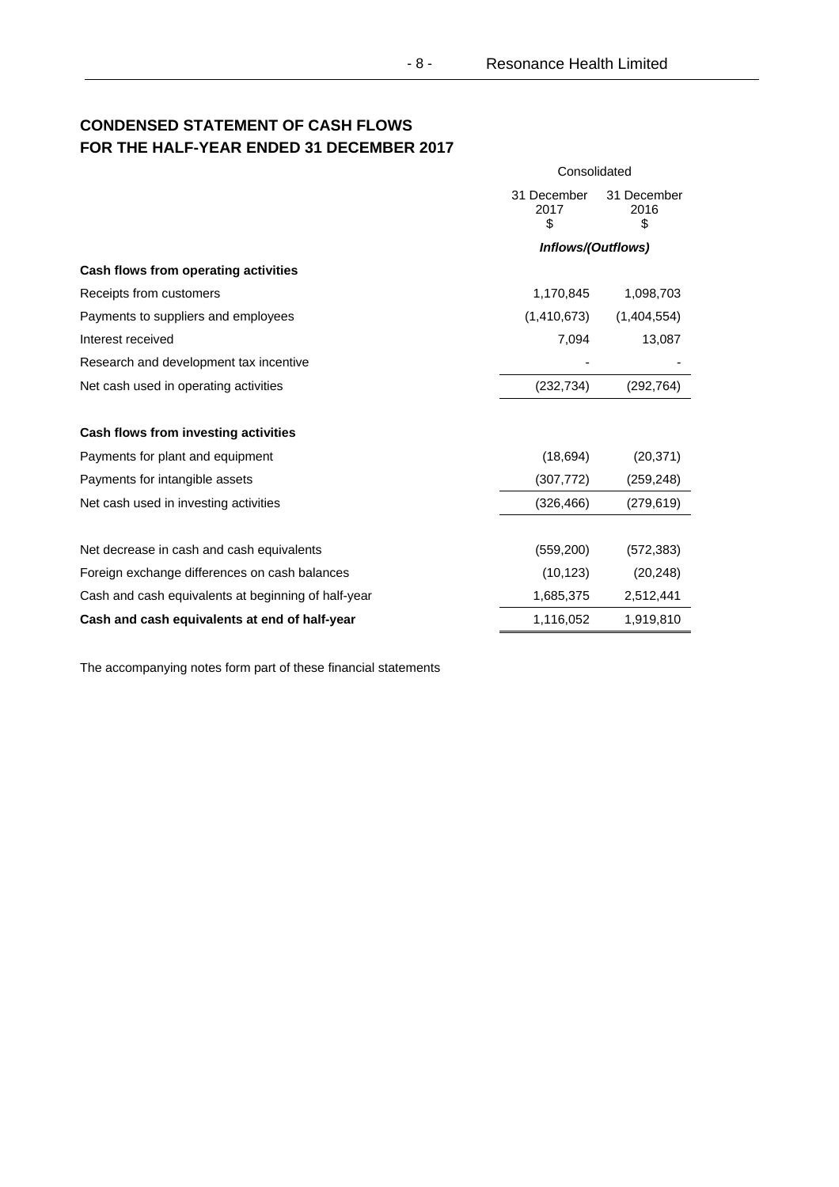## CONDENSED STATEMENT OF CASH FLOWS
## FOR THE HALF-YEAR ENDED 31 DECEMBER 2017

| | Consolidated | |
|---|---|---|
| | 31 December 2017 $ | 31 December 2016 $ |
| | *Inflows/(Outflows)* | |
| **Cash flows from operating activities** | | |
| Receipts from customers | 1,170,845 | 1,098,703 |
| Payments to suppliers and employees | (1,410,673) | (1,404,554) |
| Interest received | 7,094 | 13,087 |
| Research and development tax incentive | - | - |
| Net cash used in operating activities | (232,734) | (292,764) |
| | | |
| **Cash flows from investing activities** | | |
| Payments for plant and equipment | (18,694) | (20,371) |
| Payments for intangible assets | (307,772) | (259,248) |
| Net cash used in investing activities | (326,466) | (279,619) |
| | | |
| Net decrease in cash and cash equivalents | (559,200) | (572,383) |
| Foreign exchange differences on cash balances | (10,123) | (20,248) |
| Cash and cash equivalents at beginning of half-year | 1,685,375 | 2,512,441 |
| **Cash and cash equivalents at end of half-year** | 1,116,052 | 1,919,810 |

The accompanying notes form part of these financial statements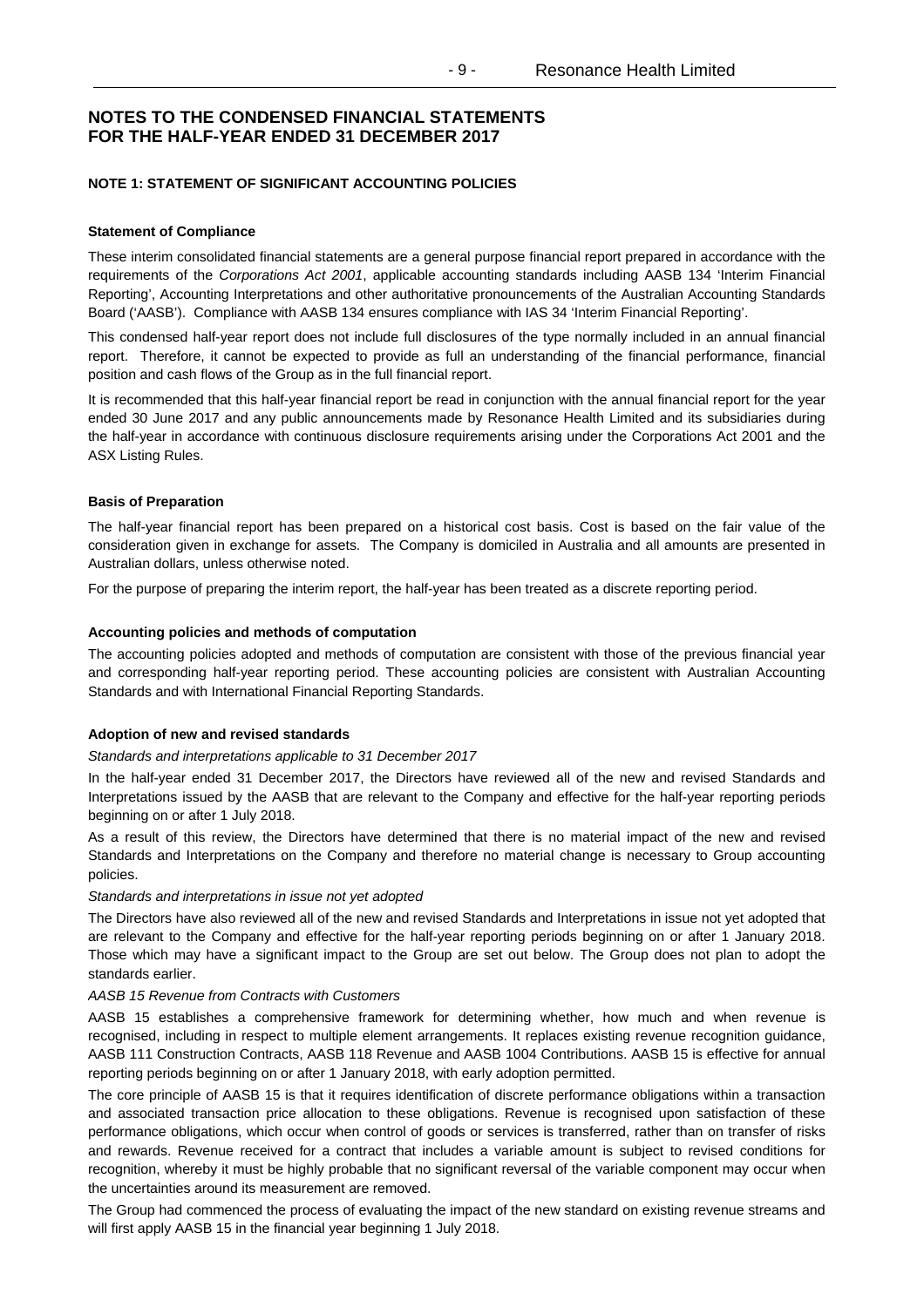# NOTES TO THE CONDENSED FINANCIAL STATEMENTS FOR THE HALF-YEAR ENDED 31 DECEMBER 2017

## NOTE 1: STATEMENT OF SIGNIFICANT ACCOUNTING POLICIES

**Statement of Compliance**

These interim consolidated financial statements are a general purpose financial report prepared in accordance with the requirements of the *Corporations Act 2001*, applicable accounting standards including AASB 134 'Interim Financial Reporting', Accounting Interpretations and other authoritative pronouncements of the Australian Accounting Standards Board ('AASB'). Compliance with AASB 134 ensures compliance with IAS 34 'Interim Financial Reporting'.

This condensed half-year report does not include full disclosures of the type normally included in an annual financial report. Therefore, it cannot be expected to provide as full an understanding of the financial performance, financial position and cash flows of the Group as in the full financial report.

It is recommended that this half-year financial report be read in conjunction with the annual financial report for the year ended 30 June 2017 and any public announcements made by Resonance Health Limited and its subsidiaries during the half-year in accordance with continuous disclosure requirements arising under the Corporations Act 2001 and the ASX Listing Rules.

**Basis of Preparation**

The half-year financial report has been prepared on a historical cost basis. Cost is based on the fair value of the consideration given in exchange for assets. The Company is domiciled in Australia and all amounts are presented in Australian dollars, unless otherwise noted.

For the purpose of preparing the interim report, the half-year has been treated as a discrete reporting period.

**Accounting policies and methods of computation**

The accounting policies adopted and methods of computation are consistent with those of the previous financial year and corresponding half-year reporting period. These accounting policies are consistent with Australian Accounting Standards and with International Financial Reporting Standards.

**Adoption of new and revised standards**

*Standards and interpretations applicable to 31 December 2017*

In the half-year ended 31 December 2017, the Directors have reviewed all of the new and revised Standards and Interpretations issued by the AASB that are relevant to the Company and effective for the half-year reporting periods beginning on or after 1 July 2018.

As a result of this review, the Directors have determined that there is no material impact of the new and revised Standards and Interpretations on the Company and therefore no material change is necessary to Group accounting policies.

*Standards and interpretations in issue not yet adopted*

The Directors have also reviewed all of the new and revised Standards and Interpretations in issue not yet adopted that are relevant to the Company and effective for the half-year reporting periods beginning on or after 1 January 2018. Those which may have a significant impact to the Group are set out below. The Group does not plan to adopt the standards earlier.

*AASB 15 Revenue from Contracts with Customers*

AASB 15 establishes a comprehensive framework for determining whether, how much and when revenue is recognised, including in respect to multiple element arrangements. It replaces existing revenue recognition guidance, AASB 111 Construction Contracts, AASB 118 Revenue and AASB 1004 Contributions. AASB 15 is effective for annual reporting periods beginning on or after 1 January 2018, with early adoption permitted.

The core principle of AASB 15 is that it requires identification of discrete performance obligations within a transaction and associated transaction price allocation to these obligations. Revenue is recognised upon satisfaction of these performance obligations, which occur when control of goods or services is transferred, rather than on transfer of risks and rewards. Revenue received for a contract that includes a variable amount is subject to revised conditions for recognition, whereby it must be highly probable that no significant reversal of the variable component may occur when the uncertainties around its measurement are removed.

The Group had commenced the process of evaluating the impact of the new standard on existing revenue streams and will first apply AASB 15 in the financial year beginning 1 July 2018.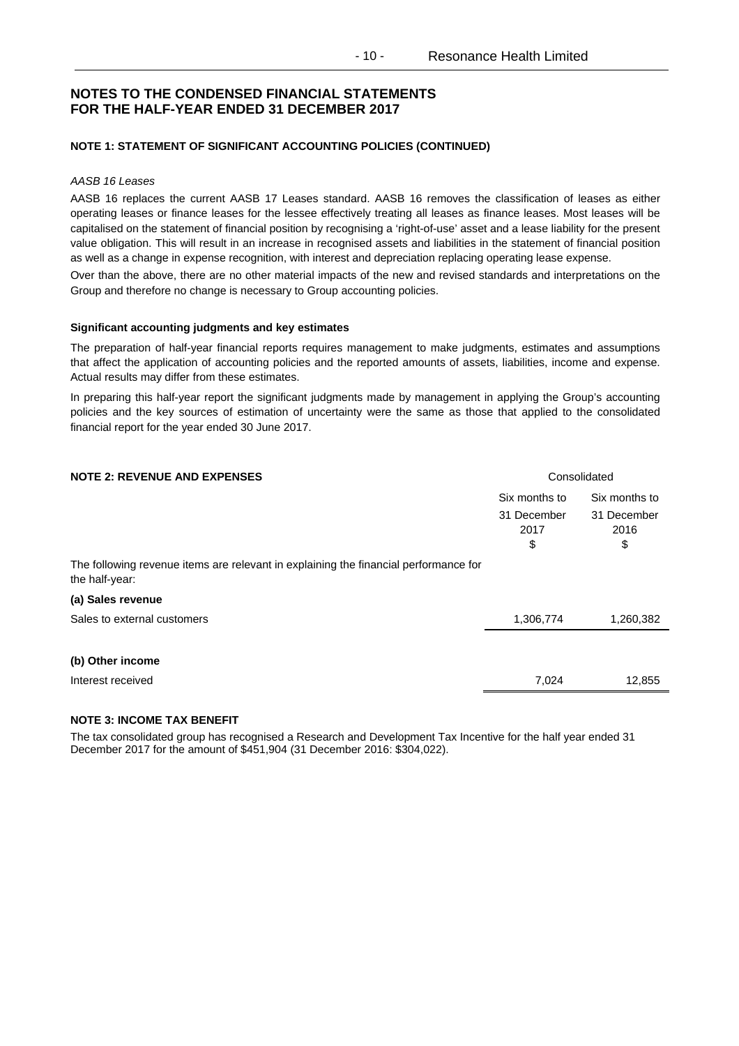# NOTES TO THE CONDENSED FINANCIAL STATEMENTS FOR THE HALF-YEAR ENDED 31 DECEMBER 2017

### NOTE 1: STATEMENT OF SIGNIFICANT ACCOUNTING POLICIES (CONTINUED)

*AASB 16 Leases*

AASB 16 replaces the current AASB 17 Leases standard. AASB 16 removes the classification of leases as either operating leases or finance leases for the lessee effectively treating all leases as finance leases. Most leases will be capitalised on the statement of financial position by recognising a 'right-of-use' asset and a lease liability for the present value obligation. This will result in an increase in recognised assets and liabilities in the statement of financial position as well as a change in expense recognition, with interest and depreciation replacing operating lease expense.

Over than the above, there are no other material impacts of the new and revised standards and interpretations on the Group and therefore no change is necessary to Group accounting policies.

**Significant accounting judgments and key estimates**

The preparation of half-year financial reports requires management to make judgments, estimates and assumptions that affect the application of accounting policies and the reported amounts of assets, liabilities, income and expense. Actual results may differ from these estimates.

In preparing this half-year report the significant judgments made by management in applying the Group's accounting policies and the key sources of estimation of uncertainty were the same as those that applied to the consolidated financial report for the year ended 30 June 2017.

### NOTE 2: REVENUE AND EXPENSES

| | Consolidated | |
|---|---|---|
| | Six months to 31 December 2017 $ | Six months to 31 December 2016 $ |
| The following revenue items are relevant in explaining the financial performance for the half-year: | | |
| **(a) Sales revenue** | | |
| Sales to external customers | 1,306,774 | 1,260,382 |
| **(b) Other income** | | |
| Interest received | 7,024 | 12,855 |

### NOTE 3: INCOME TAX BENEFIT

The tax consolidated group has recognised a Research and Development Tax Incentive for the half year ended 31 December 2017 for the amount of $451,904 (31 December 2016: $304,022).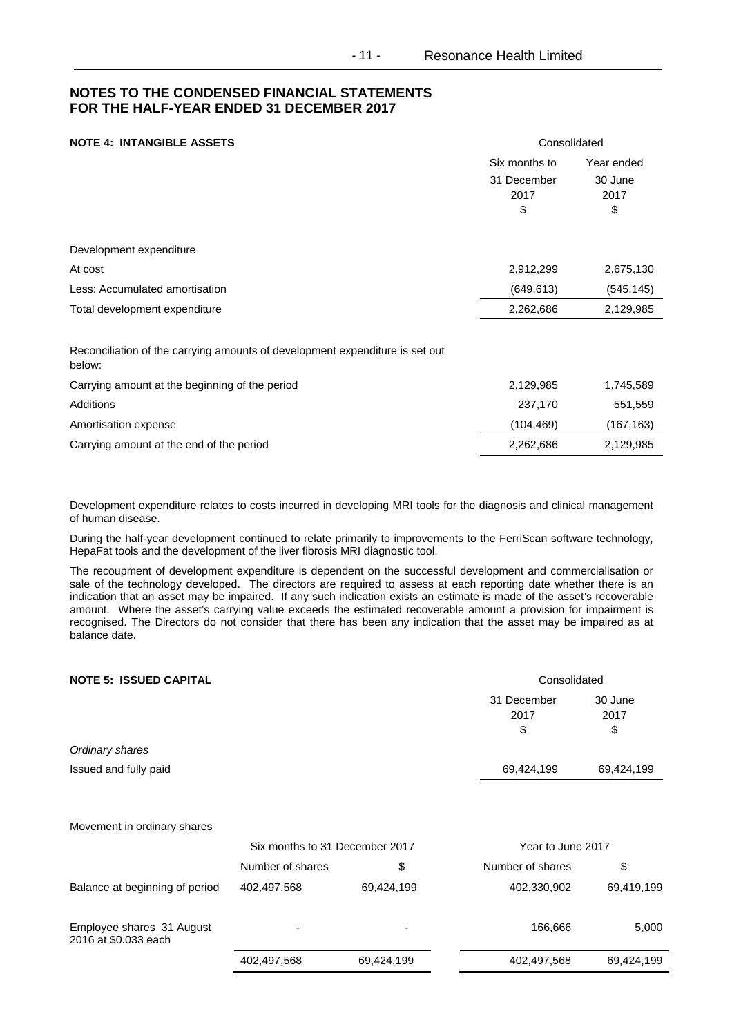## NOTES TO THE CONDENSED FINANCIAL STATEMENTS FOR THE HALF-YEAR ENDED 31 DECEMBER 2017

### NOTE 4: INTANGIBLE ASSETS

| | Consolidated | |
|---|---|---|
| | Six months to 31 December 2017 $ | Year ended 30 June 2017 $ |
| Development expenditure | | |
| At cost | 2,912,299 | 2,675,130 |
| Less: Accumulated amortisation | (649,613) | (545,145) |
| Total development expenditure | 2,262,686 | 2,129,985 |
| | | |
| Reconciliation of the carrying amounts of development expenditure is set out below: | | |
| Carrying amount at the beginning of the period | 2,129,985 | 1,745,589 |
| Additions | 237,170 | 551,559 |
| Amortisation expense | (104,469) | (167,163) |
| Carrying amount at the end of the period | 2,262,686 | 2,129,985 |

Development expenditure relates to costs incurred in developing MRI tools for the diagnosis and clinical management of human disease.

During the half-year development continued to relate primarily to improvements to the FerriScan software technology, HepaFat tools and the development of the liver fibrosis MRI diagnostic tool.

The recoupment of development expenditure is dependent on the successful development and commercialisation or sale of the technology developed. The directors are required to assess at each reporting date whether there is an indication that an asset may be impaired. If any such indication exists an estimate is made of the asset's recoverable amount. Where the asset's carrying value exceeds the estimated recoverable amount a provision for impairment is recognised. The Directors do not consider that there has been any indication that the asset may be impaired as at balance date.

### NOTE 5: ISSUED CAPITAL

| | Consolidated | |
|---|---|---|
| | 31 December 2017 $ | 30 June 2017 $ |
| *Ordinary shares* | | |
| Issued and fully paid | 69,424,199 | 69,424,199 |

Movement in ordinary shares

| | Six months to 31 December 2017 | | Year to June 2017 | |
|---|---|---|---|---|
| | Number of shares | $ | Number of shares | $ |
| Balance at beginning of period | 402,497,568 | 69,424,199 | 402,330,902 | 69,419,199 |
| Employee shares 31 August 2016 at $0.033 each | - | - | 166,666 | 5,000 |
| | 402,497,568 | 69,424,199 | 402,497,568 | 69,424,199 |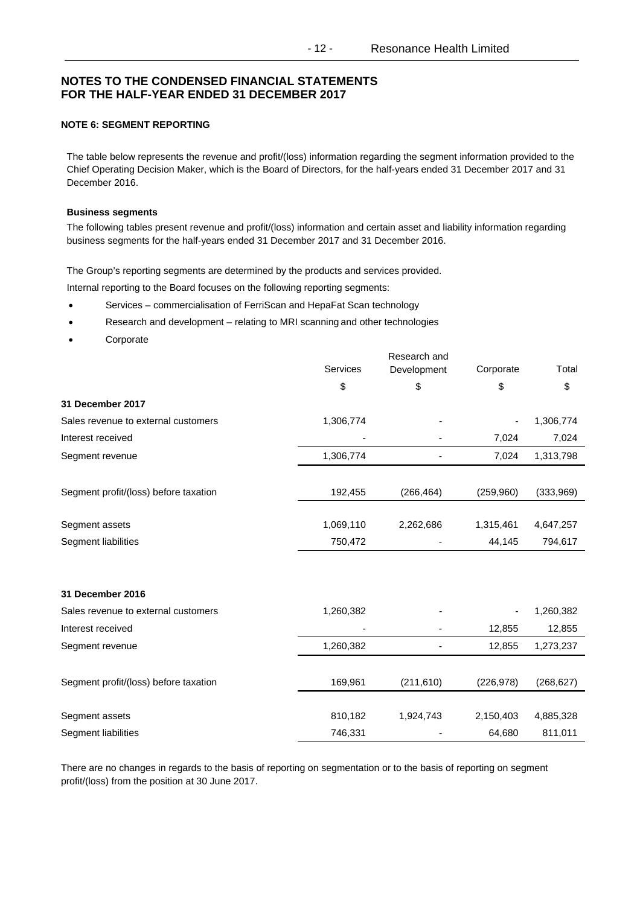# NOTES TO THE CONDENSED FINANCIAL STATEMENTS FOR THE HALF-YEAR ENDED 31 DECEMBER 2017

## NOTE 6: SEGMENT REPORTING

The table below represents the revenue and profit/(loss) information regarding the segment information provided to the Chief Operating Decision Maker, which is the Board of Directors, for the half-years ended 31 December 2017 and 31 December 2016.

### Business segments

The following tables present revenue and profit/(loss) information and certain asset and liability information regarding business segments for the half-years ended 31 December 2017 and 31 December 2016.

The Group's reporting segments are determined by the products and services provided.

Internal reporting to the Board focuses on the following reporting segments:

- Services – commercialisation of FerriScan and HepaFat Scan technology
- Research and development – relating to MRI scanning and other technologies
- Corporate

| | Services | Research and Development | Corporate | Total |
|---|---|---|---|---|
| | $ | $ | $ | $ |
| **31 December 2017** | | | | |
| Sales revenue to external customers | 1,306,774 | - | - | 1,306,774 |
| Interest received | - | - | 7,024 | 7,024 |
| Segment revenue | 1,306,774 | - | 7,024 | 1,313,798 |
| Segment profit/(loss) before taxation | 192,455 | (266,464) | (259,960) | (333,969) |
| Segment assets | 1,069,110 | 2,262,686 | 1,315,461 | 4,647,257 |
| Segment liabilities | 750,472 | - | 44,145 | 794,617 |
| **31 December 2016** | | | | |
| Sales revenue to external customers | 1,260,382 | - | - | 1,260,382 |
| Interest received | - | - | 12,855 | 12,855 |
| Segment revenue | 1,260,382 | - | 12,855 | 1,273,237 |
| Segment profit/(loss) before taxation | 169,961 | (211,610) | (226,978) | (268,627) |
| Segment assets | 810,182 | 1,924,743 | 2,150,403 | 4,885,328 |
| Segment liabilities | 746,331 | - | 64,680 | 811,011 |

There are no changes in regards to the basis of reporting on segmentation or to the basis of reporting on segment profit/(loss) from the position at 30 June 2017.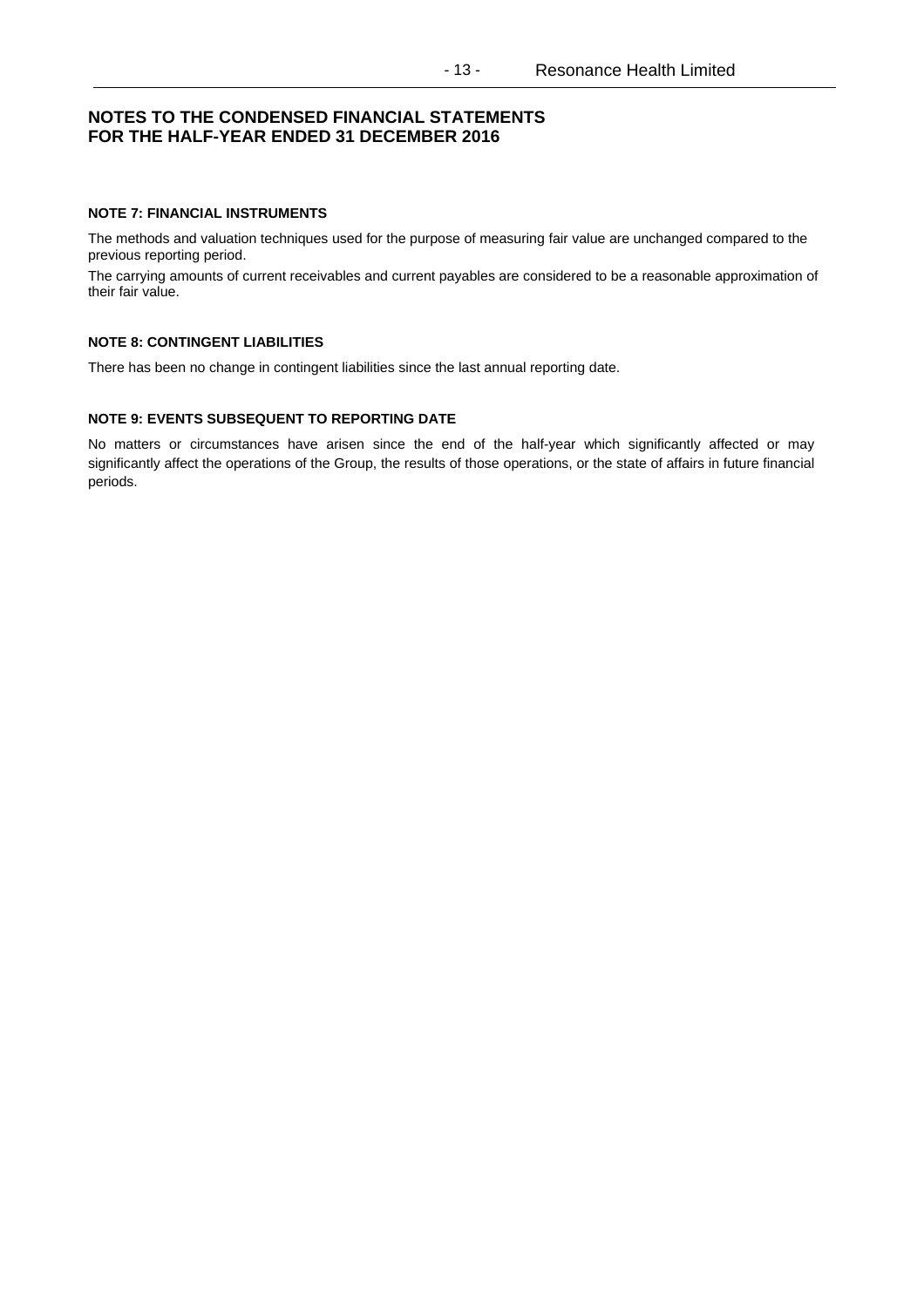# NOTES TO THE CONDENSED FINANCIAL STATEMENTS FOR THE HALF-YEAR ENDED 31 DECEMBER 2016

### NOTE 7: FINANCIAL INSTRUMENTS

The methods and valuation techniques used for the purpose of measuring fair value are unchanged compared to the previous reporting period.

The carrying amounts of current receivables and current payables are considered to be a reasonable approximation of their fair value.

### NOTE 8: CONTINGENT LIABILITIES

There has been no change in contingent liabilities since the last annual reporting date.

### NOTE 9: EVENTS SUBSEQUENT TO REPORTING DATE

No matters or circumstances have arisen since the end of the half-year which significantly affected or may significantly affect the operations of the Group, the results of those operations, or the state of affairs in future financial periods.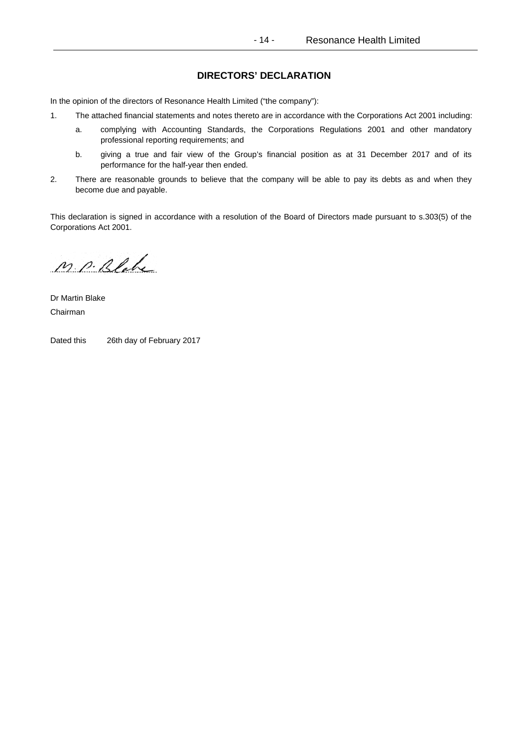## DIRECTORS' DECLARATION

In the opinion of the directors of Resonance Health Limited ("the company"):

1. The attached financial statements and notes thereto are in accordance with the Corporations Act 2001 including:
   a. complying with Accounting Standards, the Corporations Regulations 2001 and other mandatory professional reporting requirements; and
   b. giving a true and fair view of the Group's financial position as at 31 December 2017 and of its performance for the half-year then ended.
2. There are reasonable grounds to believe that the company will be able to pay its debts as and when they become due and payable.

This declaration is signed in accordance with a resolution of the Board of Directors made pursuant to s.303(5) of the Corporations Act 2001.

M. P. Blake

Dr Martin Blake
Chairman

Dated this 26th day of February 2017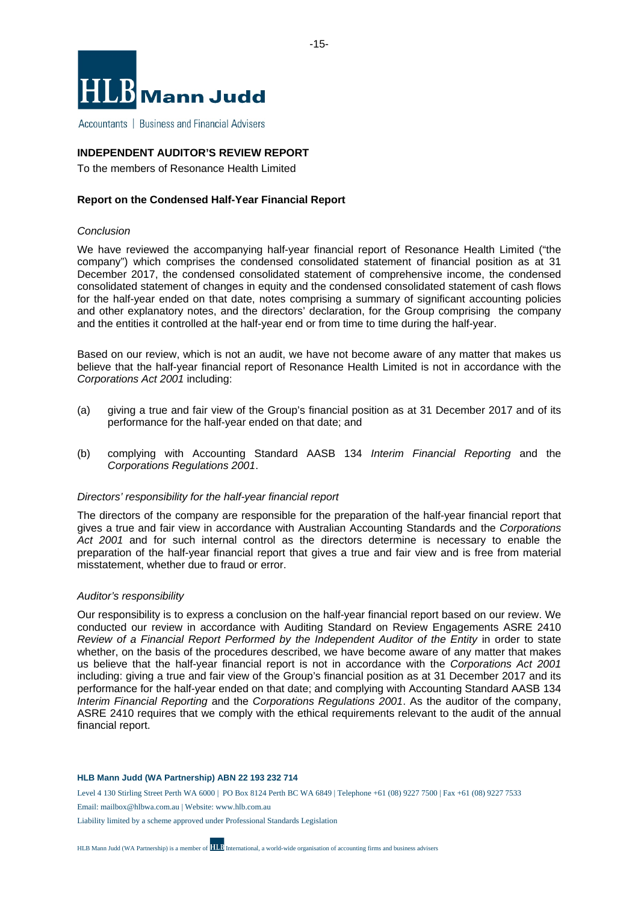HLB Mann Judd

Accountants | Business and Financial Advisers

**INDEPENDENT AUDITOR'S REVIEW REPORT**

To the members of Resonance Health Limited

**Report on the Condensed Half-Year Financial Report**

*Conclusion*

We have reviewed the accompanying half-year financial report of Resonance Health Limited ("the company") which comprises the condensed consolidated statement of financial position as at 31 December 2017, the condensed consolidated statement of comprehensive income, the condensed consolidated statement of changes in equity and the condensed consolidated statement of cash flows for the half-year ended on that date, notes comprising a summary of significant accounting policies and other explanatory notes, and the directors' declaration, for the Group comprising the company and the entities it controlled at the half-year end or from time to time during the half-year.

Based on our review, which is not an audit, we have not become aware of any matter that makes us believe that the half-year financial report of Resonance Health Limited is not in accordance with the *Corporations Act 2001* including:

(a) giving a true and fair view of the Group's financial position as at 31 December 2017 and of its performance for the half-year ended on that date; and

(b) complying with Accounting Standard AASB 134 *Interim Financial Reporting* and the *Corporations Regulations 2001*.

*Directors' responsibility for the half-year financial report*

The directors of the company are responsible for the preparation of the half-year financial report that gives a true and fair view in accordance with Australian Accounting Standards and the *Corporations Act 2001* and for such internal control as the directors determine is necessary to enable the preparation of the half-year financial report that gives a true and fair view and is free from material misstatement, whether due to fraud or error.

*Auditor's responsibility*

Our responsibility is to express a conclusion on the half-year financial report based on our review. We conducted our review in accordance with Auditing Standard on Review Engagements ASRE 2410 *Review of a Financial Report Performed by the Independent Auditor of the Entity* in order to state whether, on the basis of the procedures described, we have become aware of any matter that makes us believe that the half-year financial report is not in accordance with the *Corporations Act 2001* including: giving a true and fair view of the Group's financial position as at 31 December 2017 and its performance for the half-year ended on that date; and complying with Accounting Standard AASB 134 *Interim Financial Reporting* and the *Corporations Regulations 2001*. As the auditor of the company, ASRE 2410 requires that we comply with the ethical requirements relevant to the audit of the annual financial report.

**HLB Mann Judd (WA Partnership) ABN 22 193 232 714**

Level 4 130 Stirling Street Perth WA 6000 | PO Box 8124 Perth BC WA 6849 | Telephone +61 (08) 9227 7500 | Fax +61 (08) 9227 7533

Email: mailbox@hlbwa.com.au | Website: www.hlb.com.au

Liability limited by a scheme approved under Professional Standards Legislation

HLB Mann Judd (WA Partnership) is a member of HLB International, a world-wide organisation of accounting firms and business advisers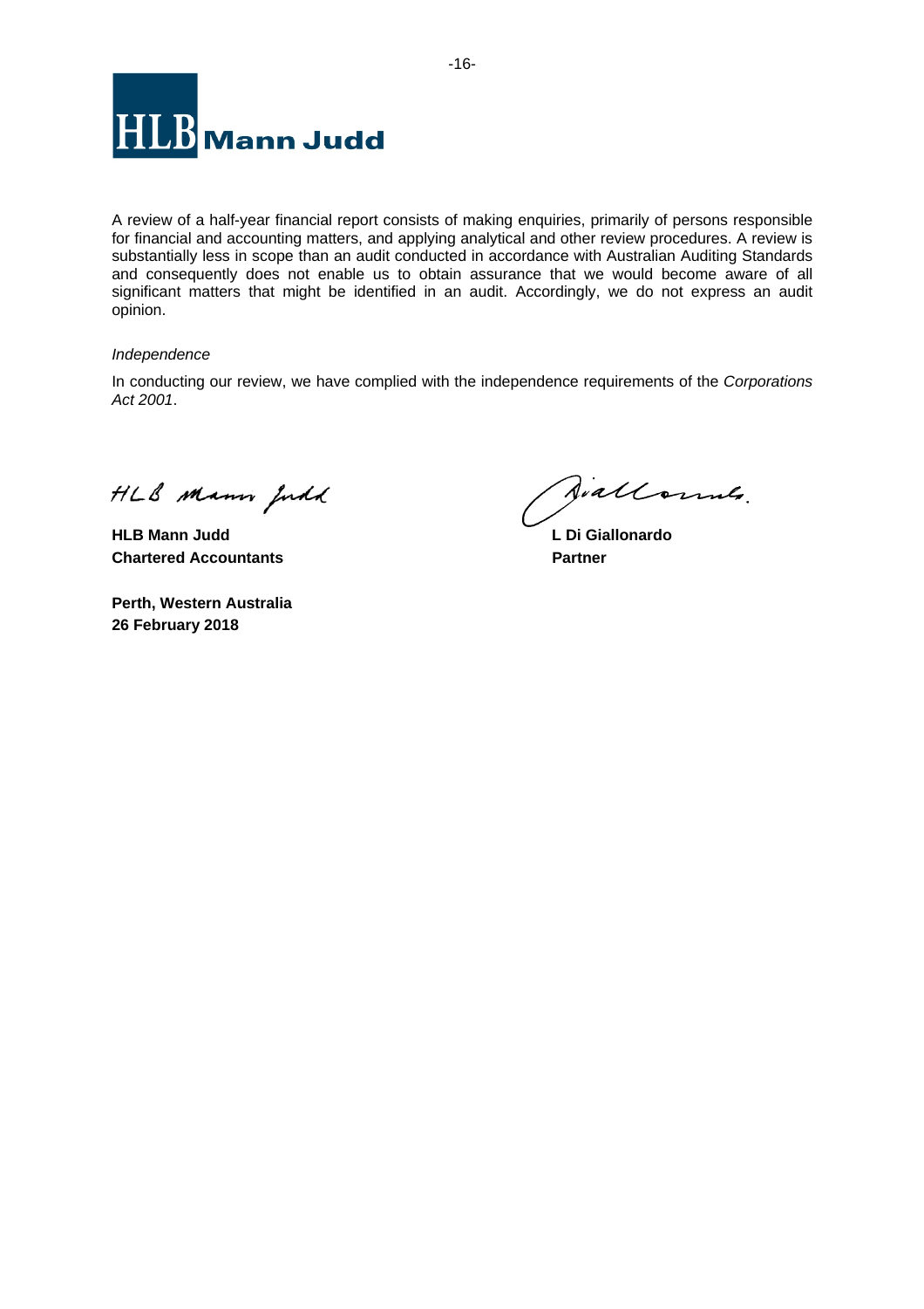HLB Mann Judd

A review of a half-year financial report consists of making enquiries, primarily of persons responsible for financial and accounting matters, and applying analytical and other review procedures. A review is substantially less in scope than an audit conducted in accordance with Australian Auditing Standards and consequently does not enable us to obtain assurance that we would become aware of all significant matters that might be identified in an audit. Accordingly, we do not express an audit opinion.

*Independence*

In conducting our review, we have complied with the independence requirements of the *Corporations Act 2001*.

HLB Mann Judd

**HLB Mann Judd**
**Chartered Accountants**

**Perth, Western Australia**
**26 February 2018**

**L Di Giallonardo**
**Partner**